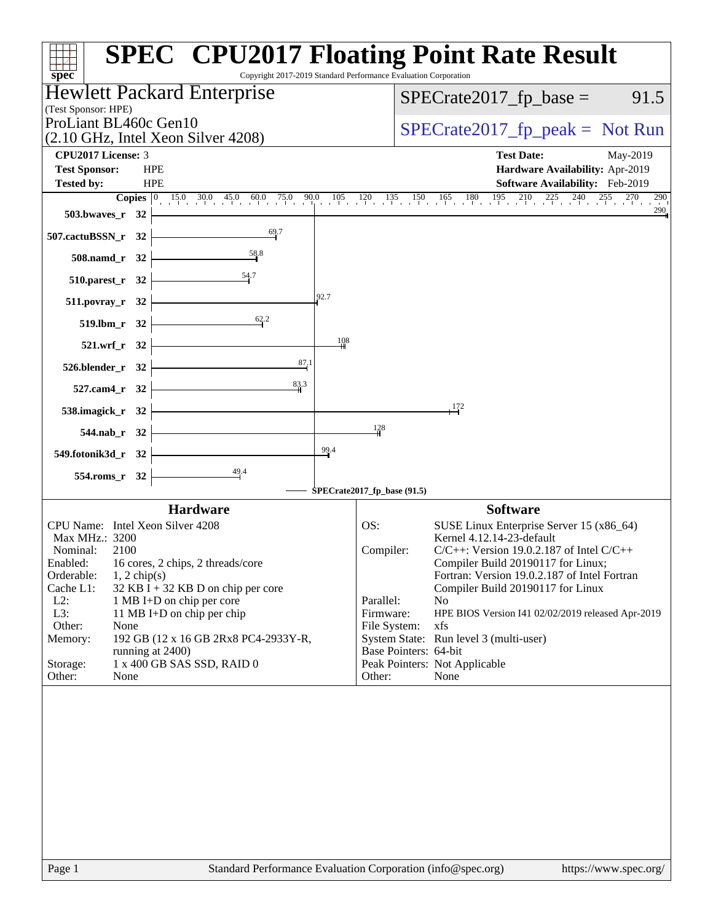# SPEC CPU2017 Floating Point Rate Result

Copyright 2017-2019 Standard Performance Evaluation Corporation

**Hewlett Packard Enterprise**
(Test Sponsor: HPE)
ProLiant BL460c Gen10
(2.10 GHz, Intel Xeon Silver 4208)

SPECrate2017_fp_base = 91.5

SPECrate2017_fp_peak = Not Run

| | | | |
|---|---|---|---|
| **CPU2017 License:** | 3 | **Test Date:** | May-2019 |
| **Test Sponsor:** | HPE | **Hardware Availability:** | Apr-2019 |
| **Tested by:** | HPE | **Software Availability:** | Feb-2019 |

| Benchmark | Copies | SPECrate2017_fp_base |
|---|---|---|
| 503.bwaves_r | 32 | 290 |
| 507.cactuBSSN_r | 32 | 69.7 |
| 508.namd_r | 32 | 58.8 |
| 510.parest_r | 32 | 54.7 |
| 511.povray_r | 32 | 92.7 |
| 519.lbm_r | 32 | 62.2 |
| 521.wrf_r | 32 | 108 |
| 526.blender_r | 32 | 87.1 |
| 527.cam4_r | 32 | 83.3 |
| 538.imagick_r | 32 | 172 |
| 544.nab_r | 32 | 128 |
| 549.fotonik3d_r | 32 | 99.4 |
| 554.roms_r | 32 | 49.4 |

SPECrate2017_fp_base (91.5)

## Hardware

| | |
|---|---|
| CPU Name: | Intel Xeon Silver 4208 |
| Max MHz.: | 3200 |
| Nominal: | 2100 |
| Enabled: | 16 cores, 2 chips, 2 threads/core |
| Orderable: | 1, 2 chip(s) |
| Cache L1: | 32 KB I + 32 KB D on chip per core |
| L2: | 1 MB I+D on chip per core |
| L3: | 11 MB I+D on chip per chip |
| Other: | None |
| Memory: | 192 GB (12 x 16 GB 2Rx8 PC4-2933Y-R, running at 2400) |
| Storage: | 1 x 400 GB SAS SSD, RAID 0 |
| Other: | None |

## Software

| | |
|---|---|
| OS: | SUSE Linux Enterprise Server 15 (x86_64) Kernel 4.12.14-23-default |
| Compiler: | C/C++: Version 19.0.2.187 of Intel C/C++ Compiler Build 20190117 for Linux; Fortran: Version 19.0.2.187 of Intel Fortran Compiler Build 20190117 for Linux |
| Parallel: | No |
| Firmware: | HPE BIOS Version I41 02/02/2019 released Apr-2019 |
| File System: | xfs |
| System State: | Run level 3 (multi-user) |
| Base Pointers: | 64-bit |
| Peak Pointers: | Not Applicable |
| Other: | None |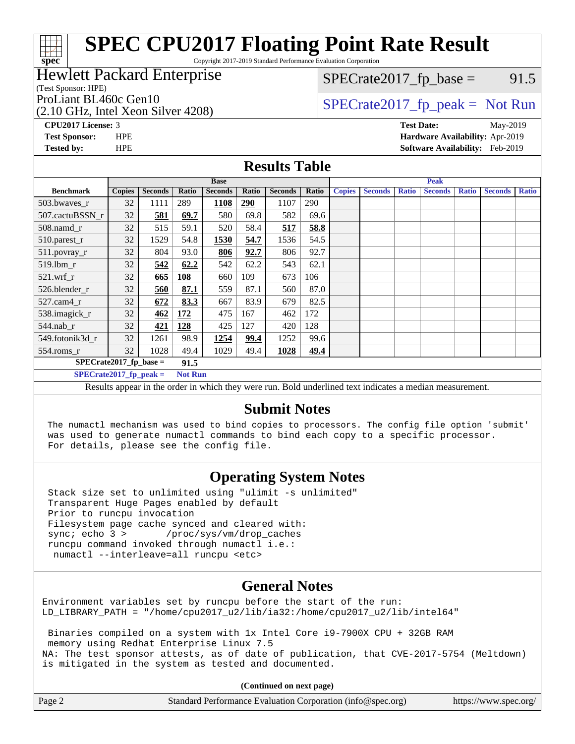# SPEC CPU2017 Floating Point Rate Result

Copyright 2017-2019 Standard Performance Evaluation Corporation

**Hewlett Packard Enterprise**
(Test Sponsor: HPE)
ProLiant BL460c Gen10
(2.10 GHz, Intel Xeon Silver 4208)

SPECrate2017_fp_base = 91.5

SPECrate2017_fp_peak = Not Run

**CPU2017 License:** 3
**Test Sponsor:** HPE
**Tested by:** HPE

**Test Date:** May-2019
**Hardware Availability:** Apr-2019
**Software Availability:** Feb-2019

## Results Table

| | Base | | | | | | | Peak | | | | | | |
|---|---|---|---|---|---|---|---|---|---|---|---|---|---|---|
| **Benchmark** | **Copies** | **Seconds** | **Ratio** | **Seconds** | **Ratio** | **Seconds** | **Ratio** | **Copies** | **Seconds** | **Ratio** | **Seconds** | **Ratio** | **Seconds** | **Ratio** |
| 503.bwaves_r | 32 | 1111 | 289 | **1108** | **290** | 1107 | 290 | | | | | | | |
| 507.cactuBSSN_r | 32 | **581** | **69.7** | 580 | 69.8 | 582 | 69.6 | | | | | | | |
| 508.namd_r | 32 | 515 | 59.1 | 520 | 58.4 | **517** | **58.8** | | | | | | | |
| 510.parest_r | 32 | 1529 | 54.8 | **1530** | **54.7** | 1536 | 54.5 | | | | | | | |
| 511.povray_r | 32 | 804 | 93.0 | **806** | **92.7** | 806 | 92.7 | | | | | | | |
| 519.lbm_r | 32 | **542** | **62.2** | 542 | 62.2 | 543 | 62.1 | | | | | | | |
| 521.wrf_r | 32 | **665** | **108** | 660 | 109 | 673 | 106 | | | | | | | |
| 526.blender_r | 32 | **560** | **87.1** | 559 | 87.1 | 560 | 87.0 | | | | | | | |
| 527.cam4_r | 32 | **672** | **83.3** | 667 | 83.9 | 679 | 82.5 | | | | | | | |
| 538.imagick_r | 32 | **462** | **172** | 475 | 167 | 462 | 172 | | | | | | | |
| 544.nab_r | 32 | **421** | **128** | 425 | 127 | 420 | 128 | | | | | | | |
| 549.fotonik3d_r | 32 | 1261 | 98.9 | **1254** | **99.4** | 1252 | 99.6 | | | | | | | |
| 554.roms_r | 32 | 1028 | 49.4 | 1029 | 49.4 | **1028** | **49.4** | | | | | | | |

**SPECrate2017_fp_base = 91.5**

**SPECrate2017_fp_peak = Not Run**

Results appear in the order in which they were run. Bold underlined text indicates a median measurement.

## Submit Notes

```
The numactl mechanism was used to bind copies to processors. The config file option 'submit'
was used to generate numactl commands to bind each copy to a specific processor.
For details, please see the config file.
```

## Operating System Notes

```
Stack size set to unlimited using "ulimit -s unlimited"
Transparent Huge Pages enabled by default
Prior to runcpu invocation
Filesystem page cache synced and cleared with:
sync; echo 3 >       /proc/sys/vm/drop_caches
runcpu command invoked through numactl i.e.:
 numactl --interleave=all runcpu <etc>
```

## General Notes

```
Environment variables set by runcpu before the start of the run:
LD_LIBRARY_PATH = "/home/cpu2017_u2/lib/ia32:/home/cpu2017_u2/lib/intel64"

 Binaries compiled on a system with 1x Intel Core i9-7900X CPU + 32GB RAM
 memory using Redhat Enterprise Linux 7.5
NA: The test sponsor attests, as of date of publication, that CVE-2017-5754 (Meltdown)
is mitigated in the system as tested and documented.
```

**(Continued on next page)**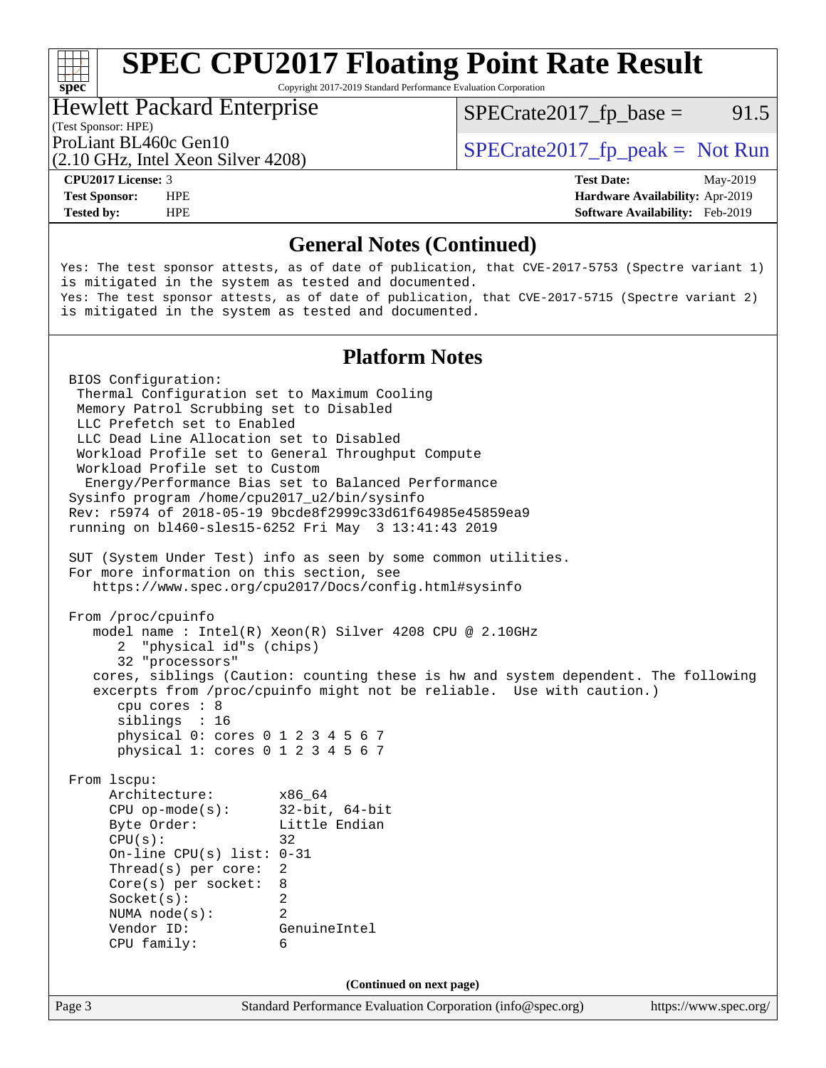## General Notes (Continued)

```
Yes: The test sponsor attests, as of date of publication, that CVE-2017-5753 (Spectre variant 1)
is mitigated in the system as tested and documented.
Yes: The test sponsor attests, as of date of publication, that CVE-2017-5715 (Spectre variant 2)
is mitigated in the system as tested and documented.
```

## Platform Notes

```
BIOS Configuration:
 Thermal Configuration set to Maximum Cooling
 Memory Patrol Scrubbing set to Disabled
 LLC Prefetch set to Enabled
 LLC Dead Line Allocation set to Disabled
 Workload Profile set to General Throughput Compute
 Workload Profile set to Custom
  Energy/Performance Bias set to Balanced Performance
Sysinfo program /home/cpu2017_u2/bin/sysinfo
Rev: r5974 of 2018-05-19 9bcde8f2999c33d61f64985e45859ea9
running on bl460-sles15-6252 Fri May  3 13:41:43 2019

SUT (System Under Test) info as seen by some common utilities.
For more information on this section, see
   https://www.spec.org/cpu2017/Docs/config.html#sysinfo

From /proc/cpuinfo
   model name : Intel(R) Xeon(R) Silver 4208 CPU @ 2.10GHz
      2  "physical id"s (chips)
      32 "processors"
   cores, siblings (Caution: counting these is hw and system dependent. The following
   excerpts from /proc/cpuinfo might not be reliable.  Use with caution.)
      cpu cores : 8
      siblings  : 16
      physical 0: cores 0 1 2 3 4 5 6 7
      physical 1: cores 0 1 2 3 4 5 6 7

From lscpu:
     Architecture:        x86_64
     CPU op-mode(s):      32-bit, 64-bit
     Byte Order:          Little Endian
     CPU(s):              32
     On-line CPU(s) list: 0-31
     Thread(s) per core:  2
     Core(s) per socket:  8
     Socket(s):           2
     NUMA node(s):        2
     Vendor ID:           GenuineIntel
     CPU family:          6
```

(Continued on next page)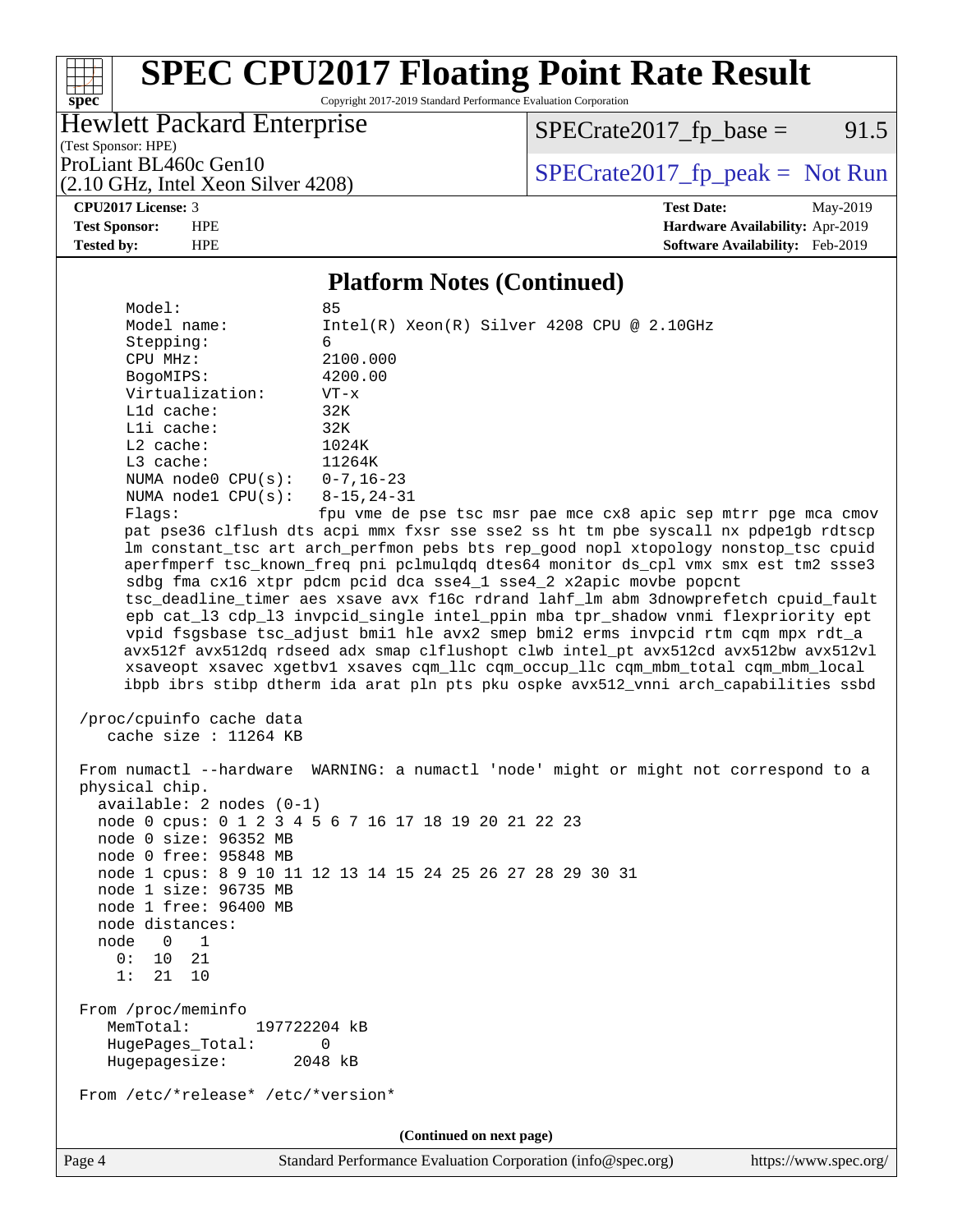## Platform Notes (Continued)

```
     Model:                 85
     Model name:            Intel(R) Xeon(R) Silver 4208 CPU @ 2.10GHz
     Stepping:              6
     CPU MHz:               2100.000
     BogoMIPS:              4200.00
     Virtualization:        VT-x
     L1d cache:             32K
     L1i cache:             32K
     L2 cache:              1024K
     L3 cache:              11264K
     NUMA node0 CPU(s):     0-7,16-23
     NUMA node1 CPU(s):     8-15,24-31
     Flags:                 fpu vme de pse tsc msr pae mce cx8 apic sep mtrr pge mca cmov
     pat pse36 clflush dts acpi mmx fxsr sse sse2 ss ht tm pbe syscall nx pdpe1gb rdtscp
     lm constant_tsc art arch_perfmon pebs bts rep_good nopl xtopology nonstop_tsc cpuid
     aperfmperf tsc_known_freq pni pclmulqdq dtes64 monitor ds_cpl vmx smx est tm2 ssse3
     sdbg fma cx16 xtpr pdcm pcid dca sse4_1 sse4_2 x2apic movbe popcnt
     tsc_deadline_timer aes xsave avx f16c rdrand lahf_lm abm 3dnowprefetch cpuid_fault
     epb cat_l3 cdp_l3 invpcid_single intel_ppin mba tpr_shadow vnmi flexpriority ept
     vpid fsgsbase tsc_adjust bmi1 hle avx2 smep bmi2 erms invpcid rtm cqm mpx rdt_a
     avx512f avx512dq rdseed adx smap clflushopt clwb intel_pt avx512cd avx512bw avx512vl
     xsaveopt xsavec xgetbv1 xsaves cqm_llc cqm_occup_llc cqm_mbm_total cqm_mbm_local
     ibpb ibrs stibp dtherm ida arat pln pts pku ospke avx512_vnni arch_capabilities ssbd

 /proc/cpuinfo cache data
    cache size : 11264 KB

 From numactl --hardware  WARNING: a numactl 'node' might or might not correspond to a
 physical chip.
   available: 2 nodes (0-1)
   node 0 cpus: 0 1 2 3 4 5 6 7 16 17 18 19 20 21 22 23
   node 0 size: 96352 MB
   node 0 free: 95848 MB
   node 1 cpus: 8 9 10 11 12 13 14 15 24 25 26 27 28 29 30 31
   node 1 size: 96735 MB
   node 1 free: 96400 MB
   node distances:
   node   0   1
     0:  10  21
     1:  21  10

 From /proc/meminfo
    MemTotal:       197722204 kB
    HugePages_Total:       0
    Hugepagesize:       2048 kB

 From /etc/*release* /etc/*version*
```

(Continued on next page)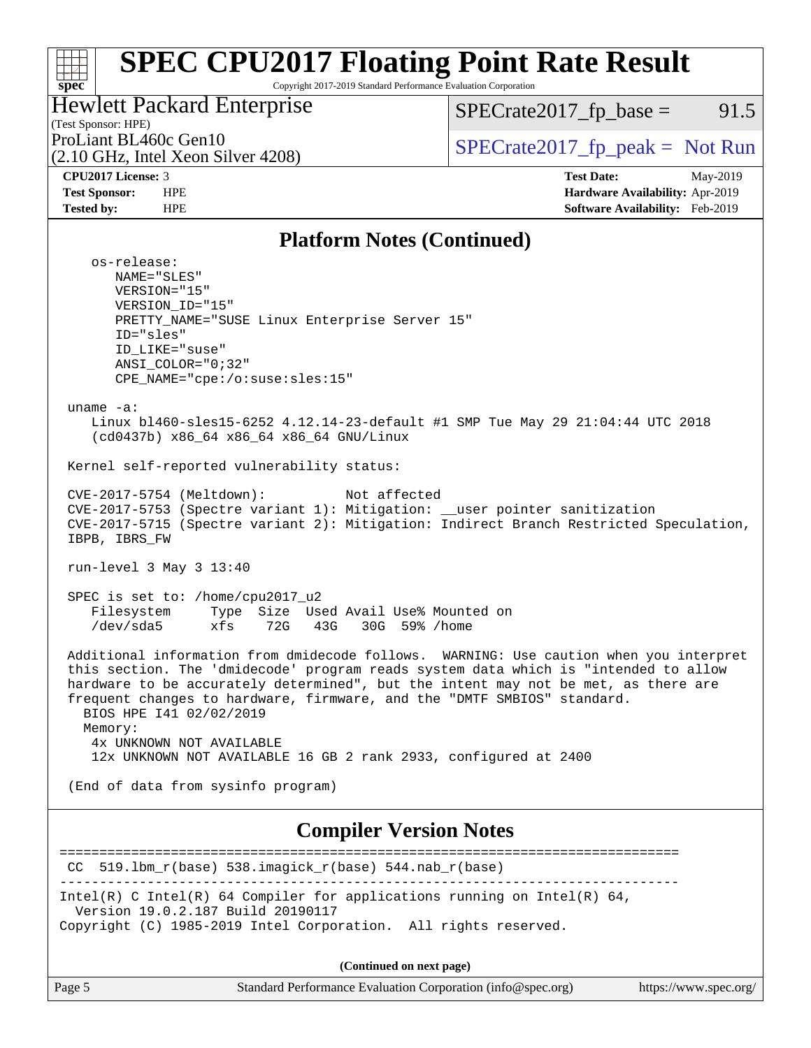# SPEC CPU2017 Floating Point Rate Result

Copyright 2017-2019 Standard Performance Evaluation Corporation

**Hewlett Packard Enterprise**
(Test Sponsor: HPE)
ProLiant BL460c Gen10
(2.10 GHz, Intel Xeon Silver 4208)

SPECrate2017_fp_base = 91.5

SPECrate2017_fp_peak = Not Run

| | | | |
|---|---|---|---|
| **CPU2017 License:** | 3 | **Test Date:** | May-2019 |
| **Test Sponsor:** | HPE | **Hardware Availability:** | Apr-2019 |
| **Tested by:** | HPE | **Software Availability:** | Feb-2019 |

## Platform Notes (Continued)

```
    os-release:
       NAME="SLES"
       VERSION="15"
       VERSION_ID="15"
       PRETTY_NAME="SUSE Linux Enterprise Server 15"
       ID="sles"
       ID_LIKE="suse"
       ANSI_COLOR="0;32"
       CPE_NAME="cpe:/o:suse:sles:15"

 uname -a:
    Linux bl460-sles15-6252 4.12.14-23-default #1 SMP Tue May 29 21:04:44 UTC 2018
    (cd0437b) x86_64 x86_64 x86_64 GNU/Linux

 Kernel self-reported vulnerability status:

 CVE-2017-5754 (Meltdown):          Not affected
 CVE-2017-5753 (Spectre variant 1): Mitigation: __user pointer sanitization
 CVE-2017-5715 (Spectre variant 2): Mitigation: Indirect Branch Restricted Speculation,
 IBPB, IBRS_FW

 run-level 3 May 3 13:40

 SPEC is set to: /home/cpu2017_u2
    Filesystem     Type  Size  Used Avail Use% Mounted on
    /dev/sda5      xfs    72G   43G   30G  59% /home

 Additional information from dmidecode follows.  WARNING: Use caution when you interpret
 this section. The 'dmidecode' program reads system data which is "intended to allow
 hardware to be accurately determined", but the intent may not be met, as there are
 frequent changes to hardware, firmware, and the "DMTF SMBIOS" standard.
   BIOS HPE I41 02/02/2019
   Memory:
    4x UNKNOWN NOT AVAILABLE
    12x UNKNOWN NOT AVAILABLE 16 GB 2 rank 2933, configured at 2400

 (End of data from sysinfo program)
```

## Compiler Version Notes

```
==============================================================================
 CC  519.lbm_r(base) 538.imagick_r(base) 544.nab_r(base)
------------------------------------------------------------------------------
Intel(R) C Intel(R) 64 Compiler for applications running on Intel(R) 64,
  Version 19.0.2.187 Build 20190117
Copyright (C) 1985-2019 Intel Corporation.  All rights reserved.
```

**(Continued on next page)**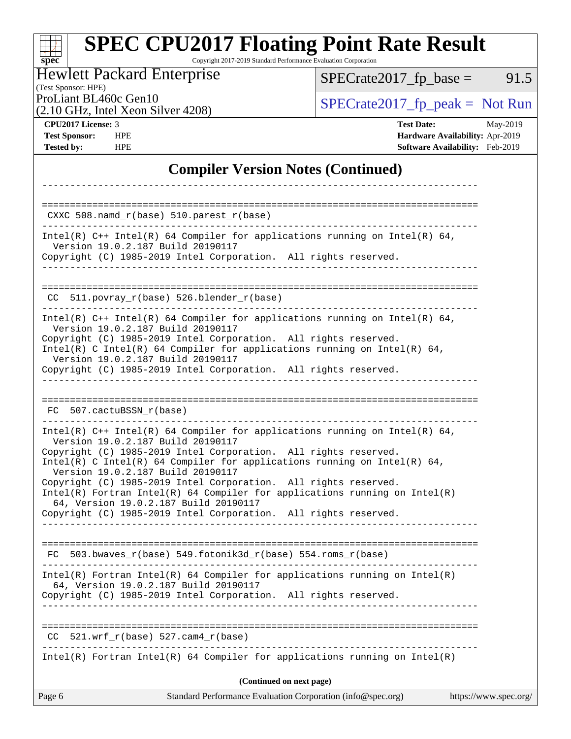## Compiler Version Notes (Continued)

```
------------------------------------------------------------------------------

==============================================================================
 CXXC 508.namd_r(base) 510.parest_r(base)
------------------------------------------------------------------------------
Intel(R) C++ Intel(R) 64 Compiler for applications running on Intel(R) 64,
  Version 19.0.2.187 Build 20190117
Copyright (C) 1985-2019 Intel Corporation.  All rights reserved.
------------------------------------------------------------------------------

==============================================================================
 CC  511.povray_r(base) 526.blender_r(base)
------------------------------------------------------------------------------
Intel(R) C++ Intel(R) 64 Compiler for applications running on Intel(R) 64,
  Version 19.0.2.187 Build 20190117
Copyright (C) 1985-2019 Intel Corporation.  All rights reserved.
Intel(R) C Intel(R) 64 Compiler for applications running on Intel(R) 64,
  Version 19.0.2.187 Build 20190117
Copyright (C) 1985-2019 Intel Corporation.  All rights reserved.
------------------------------------------------------------------------------

==============================================================================
 FC  507.cactuBSSN_r(base)
------------------------------------------------------------------------------
Intel(R) C++ Intel(R) 64 Compiler for applications running on Intel(R) 64,
  Version 19.0.2.187 Build 20190117
Copyright (C) 1985-2019 Intel Corporation.  All rights reserved.
Intel(R) C Intel(R) 64 Compiler for applications running on Intel(R) 64,
  Version 19.0.2.187 Build 20190117
Copyright (C) 1985-2019 Intel Corporation.  All rights reserved.
Intel(R) Fortran Intel(R) 64 Compiler for applications running on Intel(R)
  64, Version 19.0.2.187 Build 20190117
Copyright (C) 1985-2019 Intel Corporation.  All rights reserved.
------------------------------------------------------------------------------

==============================================================================
 FC  503.bwaves_r(base) 549.fotonik3d_r(base) 554.roms_r(base)
------------------------------------------------------------------------------
Intel(R) Fortran Intel(R) 64 Compiler for applications running on Intel(R)
  64, Version 19.0.2.187 Build 20190117
Copyright (C) 1985-2019 Intel Corporation.  All rights reserved.
------------------------------------------------------------------------------

==============================================================================
 CC  521.wrf_r(base) 527.cam4_r(base)
------------------------------------------------------------------------------
Intel(R) Fortran Intel(R) 64 Compiler for applications running on Intel(R)
```

**(Continued on next page)**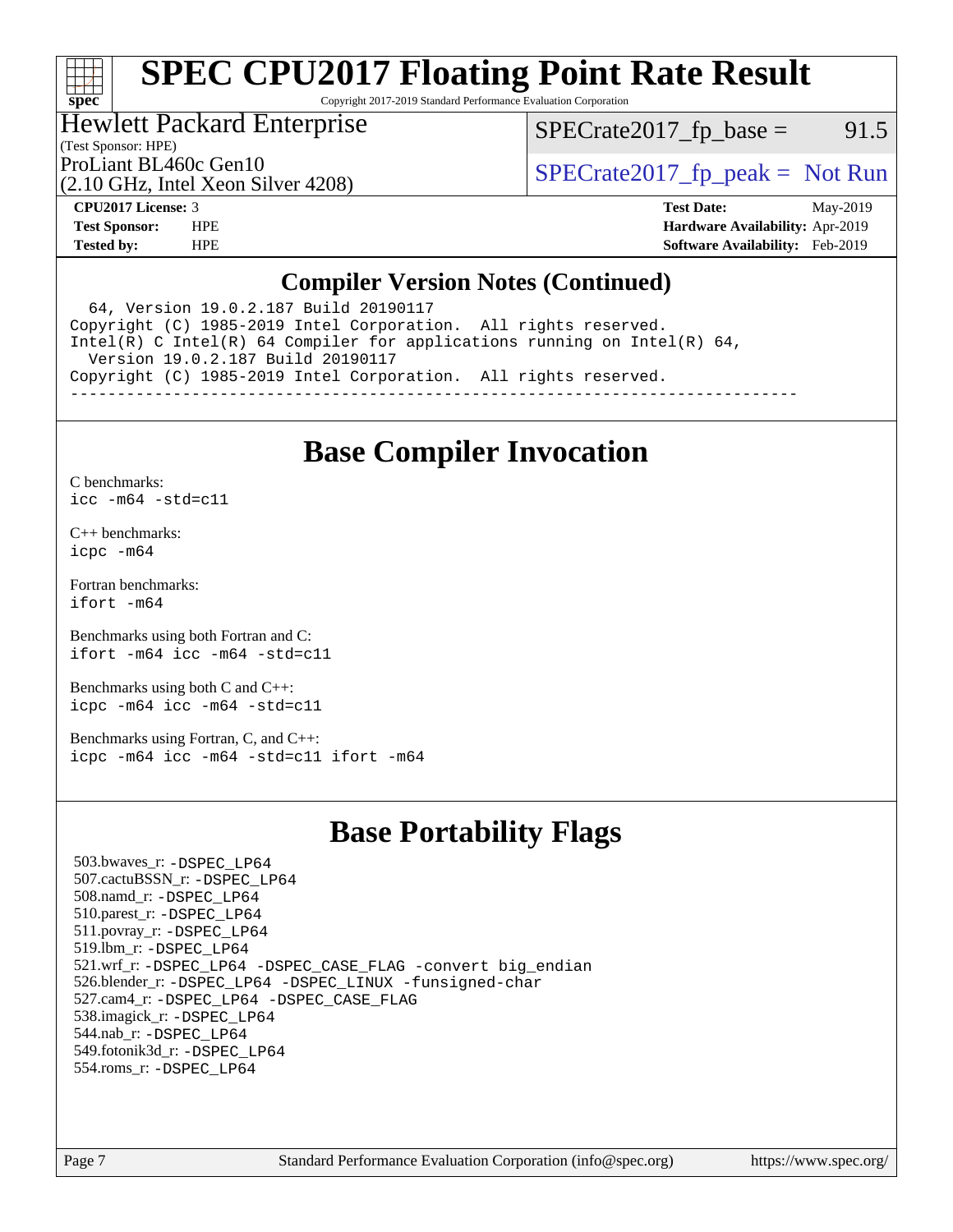# SPEC CPU2017 Floating Point Rate Result

Copyright 2017-2019 Standard Performance Evaluation Corporation

Hewlett Packard Enterprise
(Test Sponsor: HPE)
ProLiant BL460c Gen10
(2.10 GHz, Intel Xeon Silver 4208)

SPECrate2017_fp_base = 91.5

SPECrate2017_fp_peak = Not Run

**CPU2017 License:** 3
**Test Sponsor:** HPE
**Tested by:** HPE

**Test Date:** May-2019
**Hardware Availability:** Apr-2019
**Software Availability:** Feb-2019

## Compiler Version Notes (Continued)

```
  64, Version 19.0.2.187 Build 20190117
Copyright (C) 1985-2019 Intel Corporation.  All rights reserved.
Intel(R) C Intel(R) 64 Compiler for applications running on Intel(R) 64,
  Version 19.0.2.187 Build 20190117
Copyright (C) 1985-2019 Intel Corporation.  All rights reserved.
------------------------------------------------------------------------------
```

## Base Compiler Invocation

C benchmarks:
`icc -m64 -std=c11`

C++ benchmarks:
`icpc -m64`

Fortran benchmarks:
`ifort -m64`

Benchmarks using both Fortran and C:
`ifort -m64 icc -m64 -std=c11`

Benchmarks using both C and C++:
`icpc -m64 icc -m64 -std=c11`

Benchmarks using Fortran, C, and C++:
`icpc -m64 icc -m64 -std=c11 ifort -m64`

## Base Portability Flags

503.bwaves_r: -DSPEC_LP64
507.cactuBSSN_r: -DSPEC_LP64
508.namd_r: -DSPEC_LP64
510.parest_r: -DSPEC_LP64
511.povray_r: -DSPEC_LP64
519.lbm_r: -DSPEC_LP64
521.wrf_r: -DSPEC_LP64 -DSPEC_CASE_FLAG -convert big_endian
526.blender_r: -DSPEC_LP64 -DSPEC_LINUX -funsigned-char
527.cam4_r: -DSPEC_LP64 -DSPEC_CASE_FLAG
538.imagick_r: -DSPEC_LP64
544.nab_r: -DSPEC_LP64
549.fotonik3d_r: -DSPEC_LP64
554.roms_r: -DSPEC_LP64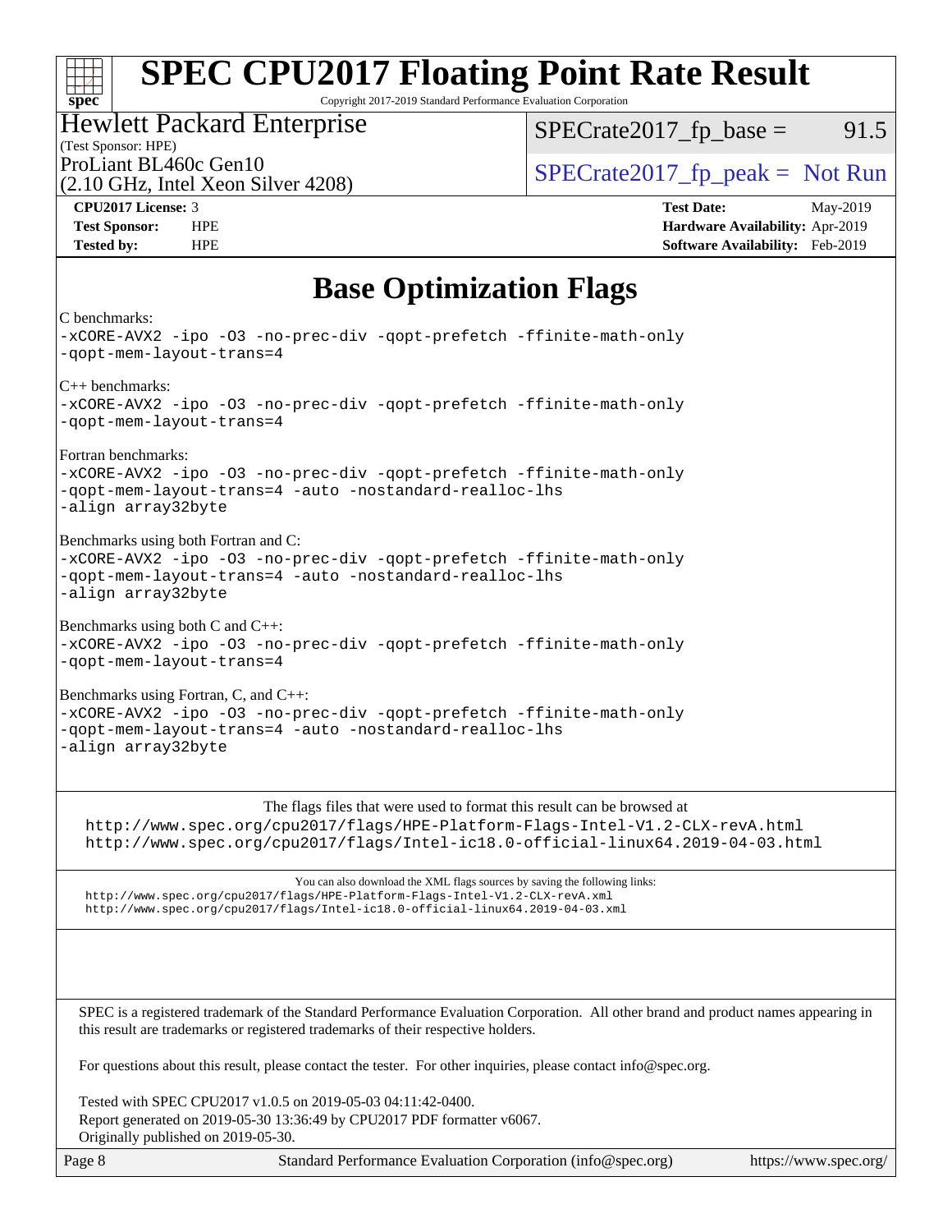# SPEC CPU2017 Floating Point Rate Result

Copyright 2017-2019 Standard Performance Evaluation Corporation

Hewlett Packard Enterprise
(Test Sponsor: HPE)
ProLiant BL460c Gen10
(2.10 GHz, Intel Xeon Silver 4208)

SPECrate2017_fp_base = 91.5

SPECrate2017_fp_peak = Not Run

**CPU2017 License:** 3
**Test Sponsor:** HPE
**Tested by:** HPE

**Test Date:** May-2019
**Hardware Availability:** Apr-2019
**Software Availability:** Feb-2019

## Base Optimization Flags

C benchmarks:
```
-xCORE-AVX2 -ipo -O3 -no-prec-div -qopt-prefetch -ffinite-math-only
-qopt-mem-layout-trans=4
```

C++ benchmarks:
```
-xCORE-AVX2 -ipo -O3 -no-prec-div -qopt-prefetch -ffinite-math-only
-qopt-mem-layout-trans=4
```

Fortran benchmarks:
```
-xCORE-AVX2 -ipo -O3 -no-prec-div -qopt-prefetch -ffinite-math-only
-qopt-mem-layout-trans=4 -auto -nostandard-realloc-lhs
-align array32byte
```

Benchmarks using both Fortran and C:
```
-xCORE-AVX2 -ipo -O3 -no-prec-div -qopt-prefetch -ffinite-math-only
-qopt-mem-layout-trans=4 -auto -nostandard-realloc-lhs
-align array32byte
```

Benchmarks using both C and C++:
```
-xCORE-AVX2 -ipo -O3 -no-prec-div -qopt-prefetch -ffinite-math-only
-qopt-mem-layout-trans=4
```

Benchmarks using Fortran, C, and C++:
```
-xCORE-AVX2 -ipo -O3 -no-prec-div -qopt-prefetch -ffinite-math-only
-qopt-mem-layout-trans=4 -auto -nostandard-realloc-lhs
-align array32byte
```

The flags files that were used to format this result can be browsed at
http://www.spec.org/cpu2017/flags/HPE-Platform-Flags-Intel-V1.2-CLX-revA.html
http://www.spec.org/cpu2017/flags/Intel-ic18.0-official-linux64.2019-04-03.html

You can also download the XML flags sources by saving the following links:
http://www.spec.org/cpu2017/flags/HPE-Platform-Flags-Intel-V1.2-CLX-revA.xml
http://www.spec.org/cpu2017/flags/Intel-ic18.0-official-linux64.2019-04-03.xml

SPEC is a registered trademark of the Standard Performance Evaluation Corporation. All other brand and product names appearing in this result are trademarks or registered trademarks of their respective holders.

For questions about this result, please contact the tester. For other inquiries, please contact info@spec.org.

Tested with SPEC CPU2017 v1.0.5 on 2019-05-03 04:11:42-0400.
Report generated on 2019-05-30 13:36:49 by CPU2017 PDF formatter v6067.
Originally published on 2019-05-30.